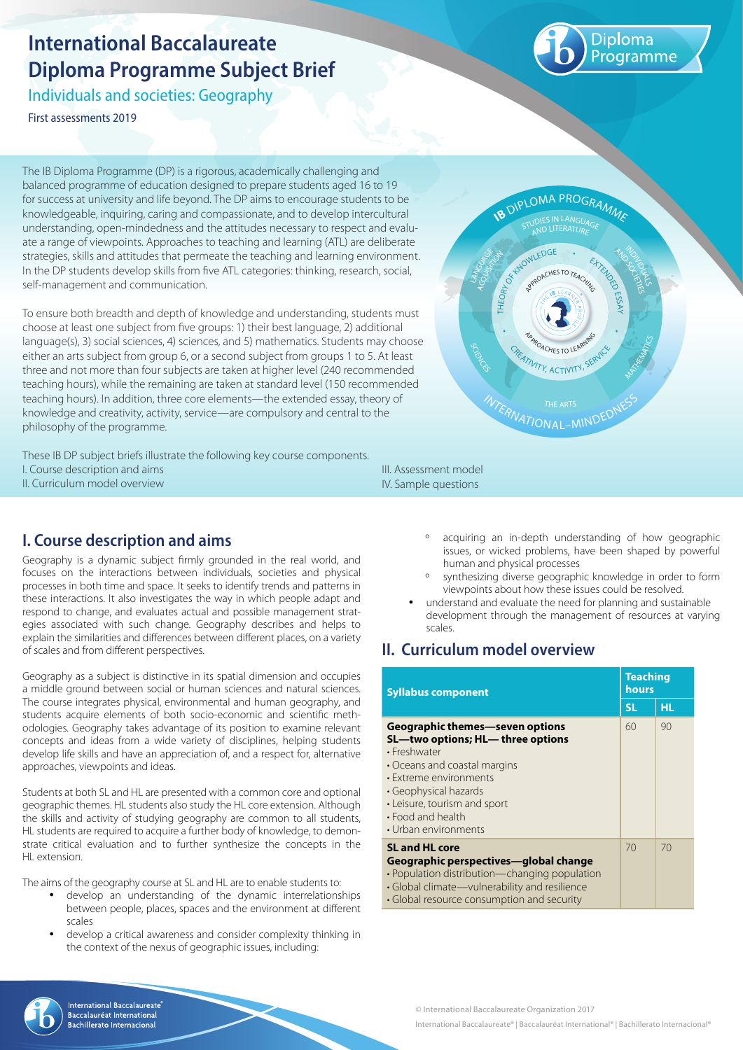# International Baccalaureate Diploma Programme Subject Brief

## Individuals and societies: Geography

First assessments 2019

The IB Diploma Programme (DP) is a rigorous, academically challenging and balanced programme of education designed to prepare students aged 16 to 19 for success at university and life beyond. The DP aims to encourage students to be knowledgeable, inquiring, caring and compassionate, and to develop intercultural understanding, open-mindedness and the attitudes necessary to respect and evaluate a range of viewpoints. Approaches to teaching and learning (ATL) are deliberate strategies, skills and attitudes that permeate the teaching and learning environment. In the DP students develop skills from five ATL categories: thinking, research, social, self-management and communication.

To ensure both breadth and depth of knowledge and understanding, students must choose at least one subject from five groups: 1) their best language, 2) additional language(s), 3) social sciences, 4) sciences, and 5) mathematics. Students may choose either an arts subject from group 6, or a second subject from groups 1 to 5. At least three and not more than four subjects are taken at higher level (240 recommended teaching hours), while the remaining are taken at standard level (150 recommended teaching hours). In addition, three core elements—the extended essay, theory of knowledge and creativity, activity, service—are compulsory and central to the philosophy of the programme.

These IB DP subject briefs illustrate the following key course components.

I. Course description and aims
II. Curriculum model overview
III. Assessment model
IV. Sample questions

## I. Course description and aims

Geography is a dynamic subject firmly grounded in the real world, and focuses on the interactions between individuals, societies and physical processes in both time and space. It seeks to identify trends and patterns in these interactions. It also investigates the way in which people adapt and respond to change, and evaluates actual and possible management strategies associated with such change. Geography describes and helps to explain the similarities and differences between different places, on a variety of scales and from different perspectives.

Geography as a subject is distinctive in its spatial dimension and occupies a middle ground between social or human sciences and natural sciences. The course integrates physical, environmental and human geography, and students acquire elements of both socio-economic and scientific methodologies. Geography takes advantage of its position to examine relevant concepts and ideas from a wide variety of disciplines, helping students develop life skills and have an appreciation of, and a respect for, alternative approaches, viewpoints and ideas.

Students at both SL and HL are presented with a common core and optional geographic themes. HL students also study the HL core extension. Although the skills and activity of studying geography are common to all students, HL students are required to acquire a further body of knowledge, to demonstrate critical evaluation and to further synthesize the concepts in the HL extension.

The aims of the geography course at SL and HL are to enable students to:

- develop an understanding of the dynamic interrelationships between people, places, spaces and the environment at different scales
- develop a critical awareness and consider complexity thinking in the context of the nexus of geographic issues, including:
  - acquiring an in-depth understanding of how geographic issues, or wicked problems, have been shaped by powerful human and physical processes
  - synthesizing diverse geographic knowledge in order to form viewpoints about how these issues could be resolved.
- understand and evaluate the need for planning and sustainable development through the management of resources at varying scales.

## II. Curriculum model overview

| Syllabus component | Teaching hours | |
|---|---|---|
| | SL | HL |
| **Geographic themes—seven options**<br>**SL—two options; HL— three options**<br>• Freshwater<br>• Oceans and coastal margins<br>• Extreme environments<br>• Geophysical hazards<br>• Leisure, tourism and sport<br>• Food and health<br>• Urban environments | 60 | 90 |
| **SL and HL core**<br>**Geographic perspectives—global change**<br>• Population distribution—changing population<br>• Global climate—vulnerability and resilience<br>• Global resource consumption and security | 70 | 70 |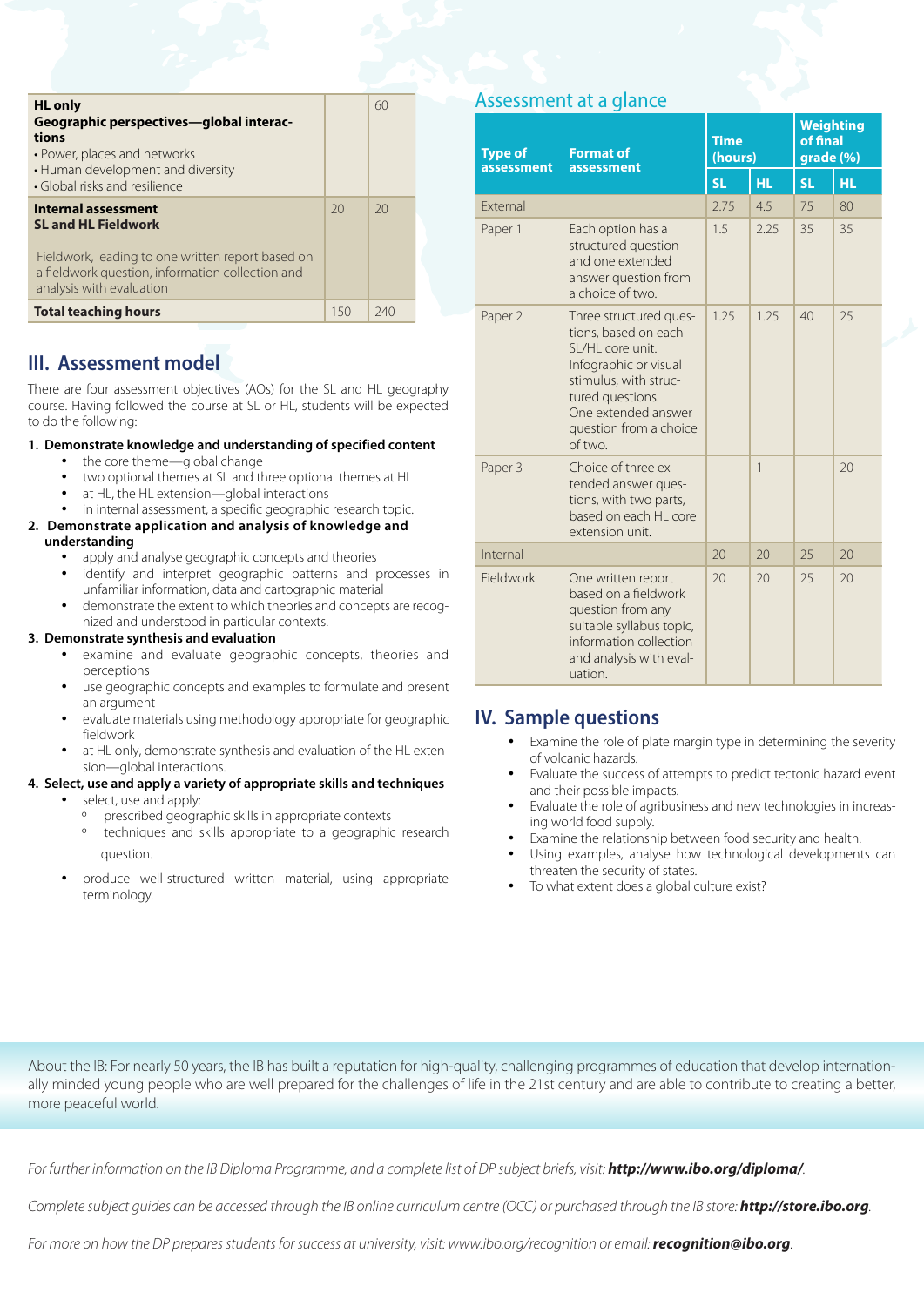| | | |
|---|---|---|
| **HL only**<br>**Geographic perspectives—global interactions**<br>• Power, places and networks<br>• Human development and diversity<br>• Global risks and resilience | | 60 |
| **Internal assessment**<br>**SL and HL Fieldwork**<br><br>Fieldwork, leading to one written report based on a fieldwork question, information collection and analysis with evaluation | 20 | 20 |
| **Total teaching hours** | 150 | 240 |

## III. Assessment model

There are four assessment objectives (AOs) for the SL and HL geography course. Having followed the course at SL or HL, students will be expected to do the following:

1. **Demonstrate knowledge and understanding of specified content**
   - the core theme—global change
   - two optional themes at SL and three optional themes at HL
   - at HL, the HL extension—global interactions
   - in internal assessment, a specific geographic research topic.
2. **Demonstrate application and analysis of knowledge and understanding**
   - apply and analyse geographic concepts and theories
   - identify and interpret geographic patterns and processes in unfamiliar information, data and cartographic material
   - demonstrate the extent to which theories and concepts are recognized and understood in particular contexts.
3. **Demonstrate synthesis and evaluation**
   - examine and evaluate geographic concepts, theories and perceptions
   - use geographic concepts and examples to formulate and present an argument
   - evaluate materials using methodology appropriate for geographic fieldwork
   - at HL only, demonstrate synthesis and evaluation of the HL extension—global interactions.
4. **Select, use and apply a variety of appropriate skills and techniques**
   - select, use and apply:
     - prescribed geographic skills in appropriate contexts
     - techniques and skills appropriate to a geographic research question.
   - produce well-structured written material, using appropriate terminology.

## Assessment at a glance

| Type of assessment | Format of assessment | Time (hours) | | Weighting of final grade (%) | |
|---|---|---|---|---|---|
| | | SL | HL | SL | HL |
| External | | 2.75 | 4.5 | 75 | 80 |
| Paper 1 | Each option has a structured question and one extended answer question from a choice of two. | 1.5 | 2.25 | 35 | 35 |
| Paper 2 | Three structured questions, based on each SL/HL core unit. Infographic or visual stimulus, with structured questions. One extended answer question from a choice of two. | 1.25 | 1.25 | 40 | 25 |
| Paper 3 | Choice of three extended answer questions, with two parts, based on each HL core extension unit. | | 1 | | 20 |
| Internal | | 20 | 20 | 25 | 20 |
| Fieldwork | One written report based on a fieldwork question from any suitable syllabus topic, information collection and analysis with evaluation. | 20 | 20 | 25 | 20 |

## IV. Sample questions

- Examine the role of plate margin type in determining the severity of volcanic hazards.
- Evaluate the success of attempts to predict tectonic hazard event and their possible impacts.
- Evaluate the role of agribusiness and new technologies in increasing world food supply.
- Examine the relationship between food security and health.
- Using examples, analyse how technological developments can threaten the security of states.
- To what extent does a global culture exist?

About the IB: For nearly 50 years, the IB has built a reputation for high-quality, challenging programmes of education that develop internationally minded young people who are well prepared for the challenges of life in the 21st century and are able to contribute to creating a better, more peaceful world.

*For further information on the IB Diploma Programme, and a complete list of DP subject briefs, visit:* ***http://www.ibo.org/diploma/****.*

*Complete subject guides can be accessed through the IB online curriculum centre (OCC) or purchased through the IB store:* ***http://store.ibo.org****.*

*For more on how the DP prepares students for success at university, visit: www.ibo.org/recognition or email:* ***recognition@ibo.org****.*